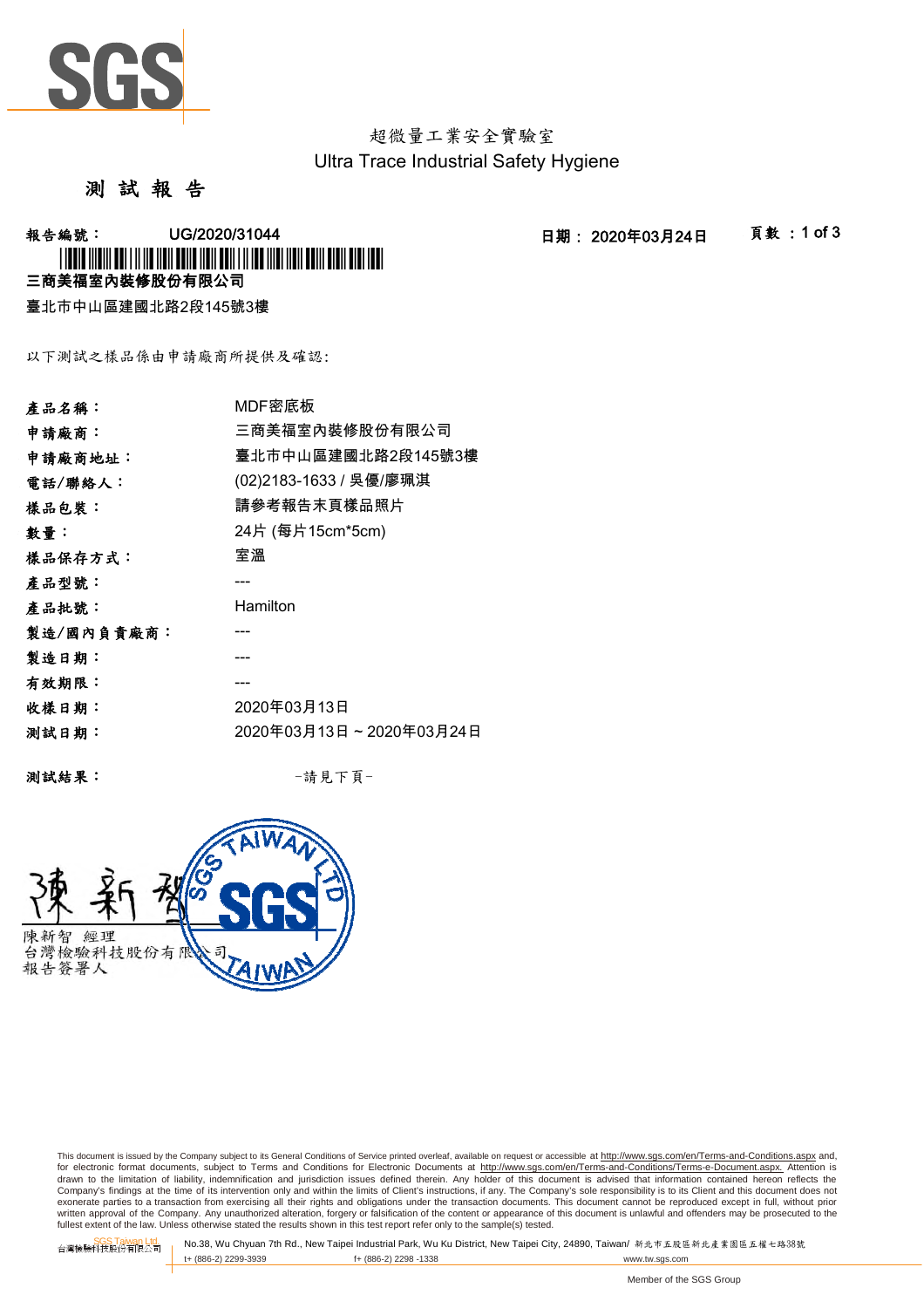超微量工業安全實驗室
Ultra Trace Industrial Safety Hygiene

# 測 試 報 告

**報告編號：** UG/2020/31044　　**日期：** 2020年03月24日

**三商美福室內裝修股份有限公司**

臺北市中山區建國北路2段145號3樓

以下測試之樣品係由申請廠商所提供及確認:

| | |
|---|---|
| **產品名稱：** | MDF密底板 |
| **申請廠商：** | 三商美福室內裝修股份有限公司 |
| **申請廠商地址：** | 臺北市中山區建國北路2段145號3樓 |
| **電話/聯絡人：** | (02)2183-1633 / 吳優/廖珮淇 |
| **樣品包裝：** | 請參考報告末頁樣品照片 |
| **數量：** | 24片 (每片15cm*5cm) |
| **樣品保存方式：** | 室溫 |
| **產品型號：** | --- |
| **產品批號：** | Hamilton |
| **製造/國內負責廠商：** | --- |
| **製造日期：** | --- |
| **有效期限：** | --- |
| **收樣日期：** | 2020年03月13日 |
| **測試日期：** | 2020年03月13日 ~ 2020年03月24日 |

**測試結果：**　　-請見下頁-

陳新智 經理
台灣檢驗科技股份有限公司
報告簽署人

This document is issued by the Company subject to its General Conditions of Service printed overleaf, available on request or accessible at http://www.sgs.com/en/Terms-and-Conditions.aspx and, for electronic format documents, subject to Terms and Conditions for Electronic Documents at http://www.sgs.com/en/Terms-and-Conditions/Terms-e-Document.aspx. Attention is drawn to the limitation of liability, indemnification and jurisdiction issues defined therein. Any holder of this document is advised that information contained hereon reflects the Company's findings at the time of its intervention only and within the limits of Client's instructions, if any. The Company's sole responsibility is to its Client and this document does not exonerate parties to a transaction from exercising all their rights and obligations under the transaction documents. This document cannot be reproduced except in full, without prior written approval of the Company. Any unauthorized alteration, forgery or falsification of the content or appearance of this document is unlawful and offenders may be prosecuted to the fullest extent of the law. Unless otherwise stated the results shown in this test report refer only to the sample(s) tested.

SGS Taiwan Ltd. 台灣檢驗科技股份有限公司 | No.38, Wu Chyuan 7th Rd., New Taipei Industrial Park, Wu Ku District, New Taipei City, 24890, Taiwan/ 新北市五股區新北產業園區五權七路38號
t+ (886-2) 2299-3939　f+ (886-2) 2298 -1338　www.tw.sgs.com

Member of the SGS Group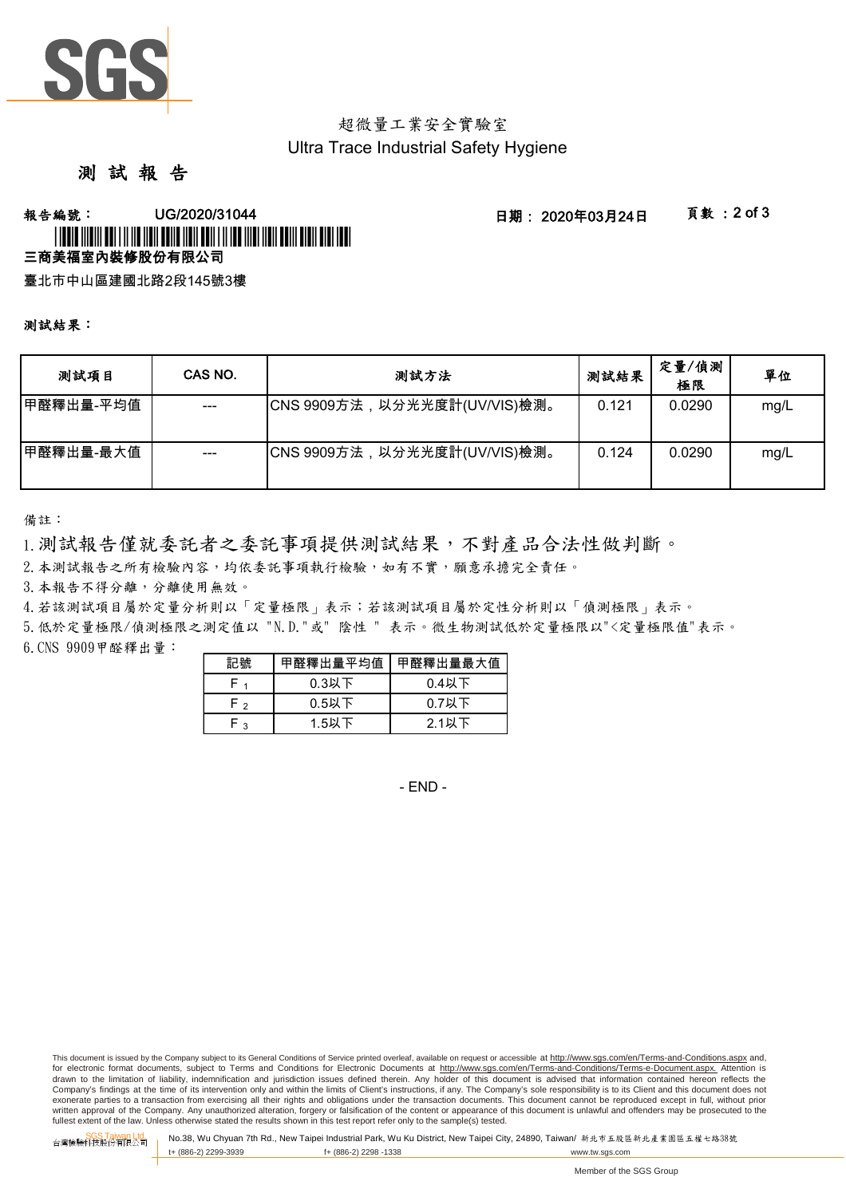超微量工業安全實驗室
Ultra Trace Industrial Safety Hygiene

# 測 試 報 告

**報告編號：** UG/2020/31044　　**日期：** 2020年03月24日

**三商美福室內裝修股份有限公司**

臺北市中山區建國北路2段145號3樓

**測試結果：**

| 測試項目 | CAS NO. | 測試方法 | 測試結果 | 定量/偵測極限 | 單位 |
|---|---|---|---|---|---|
| 甲醛釋出量-平均值 | --- | CNS 9909方法，以分光光度計(UV/VIS)檢測。 | 0.121 | 0.0290 | mg/L |
| 甲醛釋出量-最大值 | --- | CNS 9909方法，以分光光度計(UV/VIS)檢測。 | 0.124 | 0.0290 | mg/L |

備註：

1. 測試報告僅就委託者之委託事項提供測試結果，不對產品合法性做判斷。
2. 本測試報告之所有檢驗內容，均依委託事項執行檢驗，如有不實，願意承擔完全責任。
3. 本報告不得分離，分離使用無效。
4. 若該測試項目屬於定量分析則以「定量極限」表示；若該測試項目屬於定性分析則以「偵測極限」表示。
5. 低於定量極限/偵測極限之測定值以 "N.D."或" 陰性 " 表示。微生物測試低於定量極限以"<定量極限值"表示。
6. CNS 9909甲醛釋出量：

| 記號 | 甲醛釋出量平均值 | 甲醛釋出量最大值 |
|---|---|---|
| $F_1$ | 0.3以下 | 0.4以下 |
| $F_2$ | 0.5以下 | 0.7以下 |
| $F_3$ | 1.5以下 | 2.1以下 |

- END -

This document is issued by the Company subject to its General Conditions of Service printed overleaf, available on request or accessible at http://www.sgs.com/en/Terms-and-Conditions.aspx and, for electronic format documents, subject to Terms and Conditions for Electronic Documents at http://www.sgs.com/en/Terms-and-Conditions/Terms-e-Document.aspx. Attention is drawn to the limitation of liability, indemnification and jurisdiction issues defined therein. Any holder of this document is advised that information contained hereon reflects the Company's findings at the time of its intervention only and within the limits of Client's instructions, if any. The Company's sole responsibility is to its Client and this document does not exonerate parties to a transaction from exercising all their rights and obligations under the transaction documents. This document cannot be reproduced except in full, without prior written approval of the Company. Any unauthorized alteration, forgery or falsification of the content or appearance of this document is unlawful and offenders may be prosecuted to the fullest extent of the law. Unless otherwise stated the results shown in this test report refer only to the sample(s) tested.

SGS Taiwan Ltd. 台灣檢驗科技股份有限公司 | No.38, Wu Chyuan 7th Rd., New Taipei Industrial Park, Wu Ku District, New Taipei City, 24890, Taiwan/ 新北市五股區新北產業園區五權七路38號 | t+ (886-2) 2299-3939 | f+ (886-2) 2298 -1338 | www.tw.sgs.com

Member of the SGS Group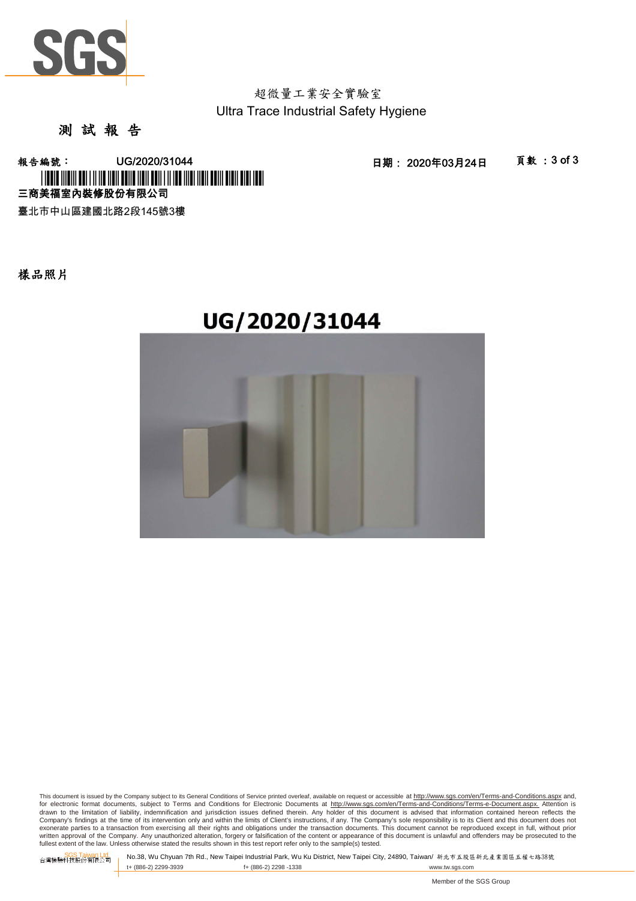超微量工業安全實驗室
Ultra Trace Industrial Safety Hygiene

# 測 試 報 告

報告編號： UG/2020/31044 日期： 2020年03月24日 頁數 ：3 of 3

**三商美福室內裝修股份有限公司**

臺北市中山區建國北路2段145號3樓

**樣品照片**

UG/2020/31044

This document is issued by the Company subject to its General Conditions of Service printed overleaf, available on request or accessible at http://www.sgs.com/en/Terms-and-Conditions.aspx and, for electronic format documents, subject to Terms and Conditions for Electronic Documents at http://www.sgs.com/en/Terms-and-Conditions/Terms-e-Document.aspx. Attention is drawn to the limitation of liability, indemnification and jurisdiction issues defined therein. Any holder of this document is advised that information contained hereon reflects the Company's findings at the time of its intervention only and within the limits of Client's instructions, if any. The Company's sole responsibility is to its Client and this document does not exonerate parties to a transaction from exercising all their rights and obligations under the transaction documents. This document cannot be reproduced except in full, without prior written approval of the Company. Any unauthorized alteration, forgery or falsification of the content or appearance of this document is unlawful and offenders may be prosecuted to the fullest extent of the law. Unless otherwise stated the results shown in this test report refer only to the sample(s) tested.

SGS Taiwan Ltd. 台灣檢驗科技股份有限公司 No.38, Wu Chyuan 7th Rd., New Taipei Industrial Park, Wu Ku District, New Taipei City, 24890, Taiwan/ 新北市五股區新北產業園區五權七路38號
t+ (886-2) 2299-3939 f+ (886-2) 2298 -1338 www.tw.sgs.com

Member of the SGS Group